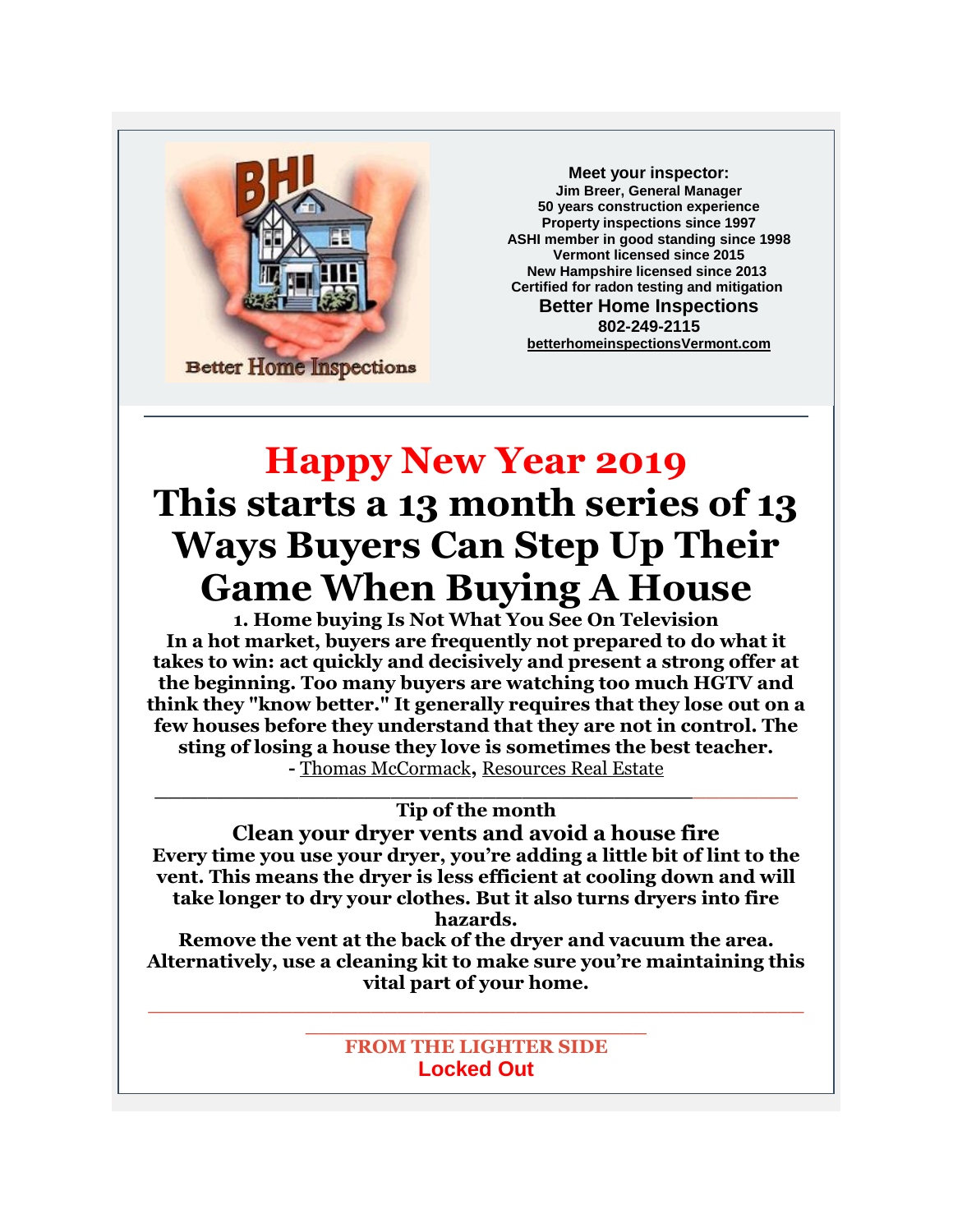**Meet your inspector:**
**Jim Breer, General Manager**
**50 years construction experience**
**Property inspections since 1997**
**ASHI member in good standing since 1998**
**Vermont licensed since 2015**
**New Hampshire licensed since 2013**
**Certified for radon testing and mitigation**
**Better Home Inspections**
**802-249-2115**
**betterhomeinspectionsVermont.com**

---

# Happy New Year 2019

# This starts a 13 month series of 13 Ways Buyers Can Step Up Their Game When Buying A House

**1. Home buying Is Not What You See On Television**

**In a hot market, buyers are frequently not prepared to do what it takes to win: act quickly and decisively and present a strong offer at the beginning. Too many buyers are watching too much HGTV and think they "know better." It generally requires that they lose out on a few houses before they understand that they are not in control. The sting of losing a house they love is sometimes the best teacher.**

**-** Thomas McCormack**,** Resources Real Estate

---

**Tip of the month**

## Clean your dryer vents and avoid a house fire

**Every time you use your dryer, you're adding a little bit of lint to the vent. This means the dryer is less efficient at cooling down and will take longer to dry your clothes. But it also turns dryers into fire hazards.**

**Remove the vent at the back of the dryer and vacuum the area. Alternatively, use a cleaning kit to make sure you're maintaining this vital part of your home.**

---

**FROM THE LIGHTER SIDE**

**Locked Out**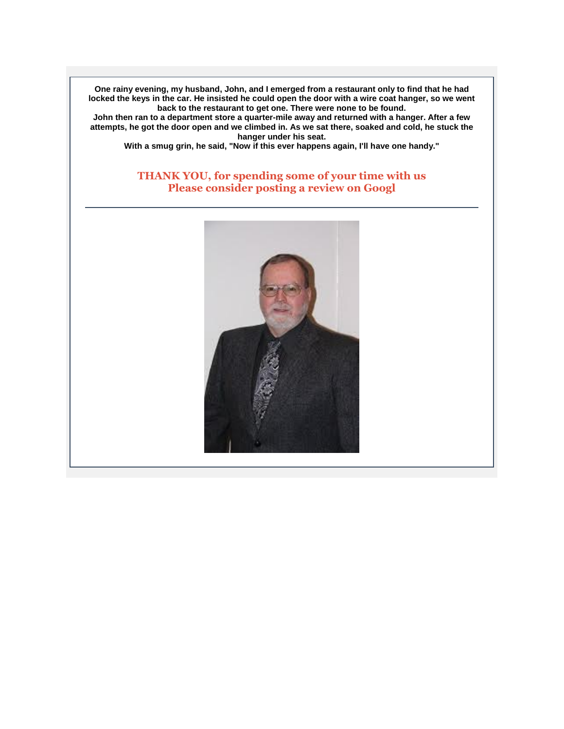**One rainy evening, my husband, John, and I emerged from a restaurant only to find that he had locked the keys in the car. He insisted he could open the door with a wire coat hanger, so we went back to the restaurant to get one. There were none to be found.**
**John then ran to a department store a quarter-mile away and returned with a hanger. After a few attempts, he got the door open and we climbed in. As we sat there, soaked and cold, he stuck the hanger under his seat.**
**With a smug grin, he said, "Now if this ever happens again, I'll have one handy."**

**THANK YOU, for spending some of your time with us**
**Please consider posting a review on Googl**

---